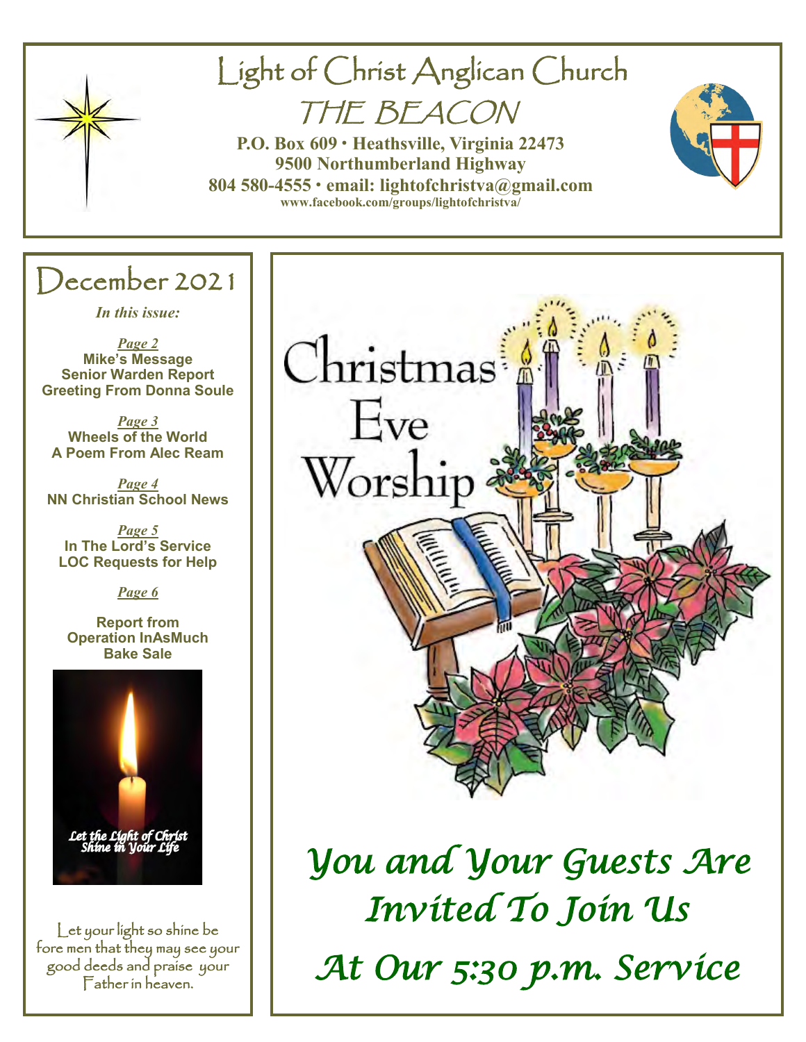# Light of Christ Anglican Church

## THE BEACON

**P.O. Box 609 · Heathsville, Virginia 22473**
**9500 Northumberland Highway**
**804 580-4555 · email: lightofchristva@gmail.com**
**www.facebook.com/groups/lightofchristva/**

## December 2021

*In this issue:*

***Page 2***
**Mike's Message**
**Senior Warden Report**
**Greeting From Donna Soule**

***Page 3***
**Wheels of the World**
**A Poem From Alec Ream**

***Page 4***
**NN Christian School News**

***Page 5***
**In The Lord's Service**
**LOC Requests for Help**

***Page 6***
**Report from**
**Operation InAsMuch**
**Bake Sale**

*Let the Light of Christ Shine in Your Life*

Let your light so shine be fore men that they may see your good deeds and praise your Father in heaven.

Christmas Eve Worship

*You and Your Guests Are Invited To Join Us At Our 5:30 p.m. Service*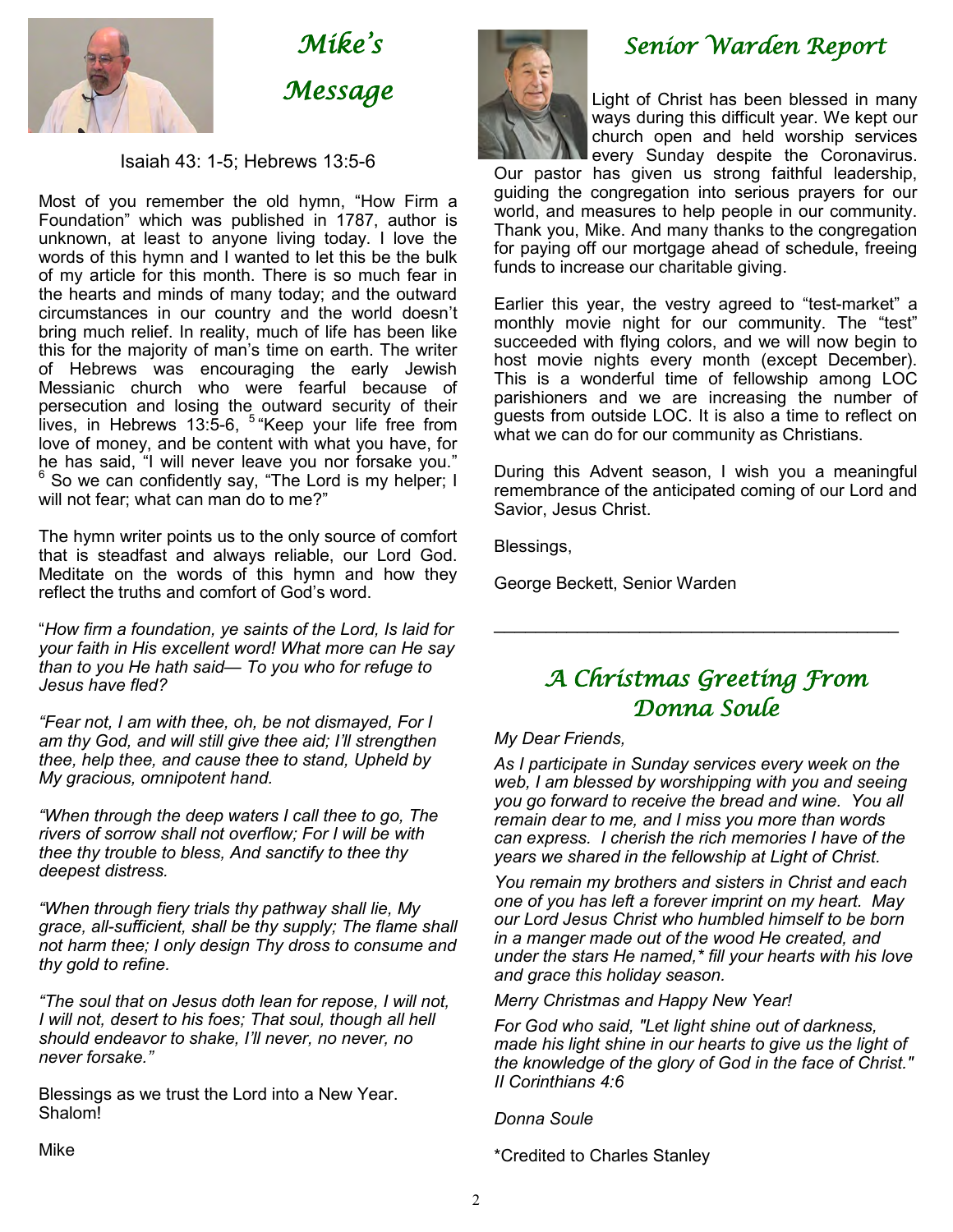# Mike's Message

Isaiah 43: 1-5; Hebrews 13:5-6

Most of you remember the old hymn, "How Firm a Foundation" which was published in 1787, author is unknown, at least to anyone living today. I love the words of this hymn and I wanted to let this be the bulk of my article for this month. There is so much fear in the hearts and minds of many today; and the outward circumstances in our country and the world doesn't bring much relief. In reality, much of life has been like this for the majority of man's time on earth. The writer of Hebrews was encouraging the early Jewish Messianic church who were fearful because of persecution and losing the outward security of their lives, in Hebrews 13:5-6, [5] "Keep your life free from love of money, and be content with what you have, for he has said, "I will never leave you nor forsake you." [6] So we can confidently say, "The Lord is my helper; I will not fear; what can man do to me?"

The hymn writer points us to the only source of comfort that is steadfast and always reliable, our Lord God. Meditate on the words of this hymn and how they reflect the truths and comfort of God's word.

"*How firm a foundation, ye saints of the Lord, Is laid for your faith in His excellent word! What more can He say than to you He hath said— To you who for refuge to Jesus have fled?*

*"Fear not, I am with thee, oh, be not dismayed, For I am thy God, and will still give thee aid; I'll strengthen thee, help thee, and cause thee to stand, Upheld by My gracious, omnipotent hand.*

*"When through the deep waters I call thee to go, The rivers of sorrow shall not overflow; For I will be with thee thy trouble to bless, And sanctify to thee thy deepest distress.*

*"When through fiery trials thy pathway shall lie, My grace, all-sufficient, shall be thy supply; The flame shall not harm thee; I only design Thy dross to consume and thy gold to refine.*

*"The soul that on Jesus doth lean for repose, I will not, I will not, desert to his foes; That soul, though all hell should endeavor to shake, I'll never, no never, no never forsake."*

Blessings as we trust the Lord into a New Year. Shalom!

Mike

# Senior Warden Report

Light of Christ has been blessed in many ways during this difficult year. We kept our church open and held worship services every Sunday despite the Coronavirus. Our pastor has given us strong faithful leadership, guiding the congregation into serious prayers for our world, and measures to help people in our community. Thank you, Mike. And many thanks to the congregation for paying off our mortgage ahead of schedule, freeing funds to increase our charitable giving.

Earlier this year, the vestry agreed to "test-market" a monthly movie night for our community. The "test" succeeded with flying colors, and we will now begin to host movie nights every month (except December). This is a wonderful time of fellowship among LOC parishioners and we are increasing the number of guests from outside LOC. It is also a time to reflect on what we can do for our community as Christians.

During this Advent season, I wish you a meaningful remembrance of the anticipated coming of our Lord and Savior, Jesus Christ.

Blessings,

George Beckett, Senior Warden

---

# A Christmas Greeting From Donna Soule

*My Dear Friends,*

*As I participate in Sunday services every week on the web, I am blessed by worshipping with you and seeing you go forward to receive the bread and wine. You all remain dear to me, and I miss you more than words can express. I cherish the rich memories I have of the years we shared in the fellowship at Light of Christ.*

*You remain my brothers and sisters in Christ and each one of you has left a forever imprint on my heart. May our Lord Jesus Christ who humbled himself to be born in a manger made out of the wood He created, and under the stars He named,* fill your hearts with his love and grace this holiday season.*

*Merry Christmas and Happy New Year!*

*For God who said, "Let light shine out of darkness, made his light shine in our hearts to give us the light of the knowledge of the glory of God in the face of Christ." II Corinthians 4:6*

*Donna Soule*

*Credited to Charles Stanley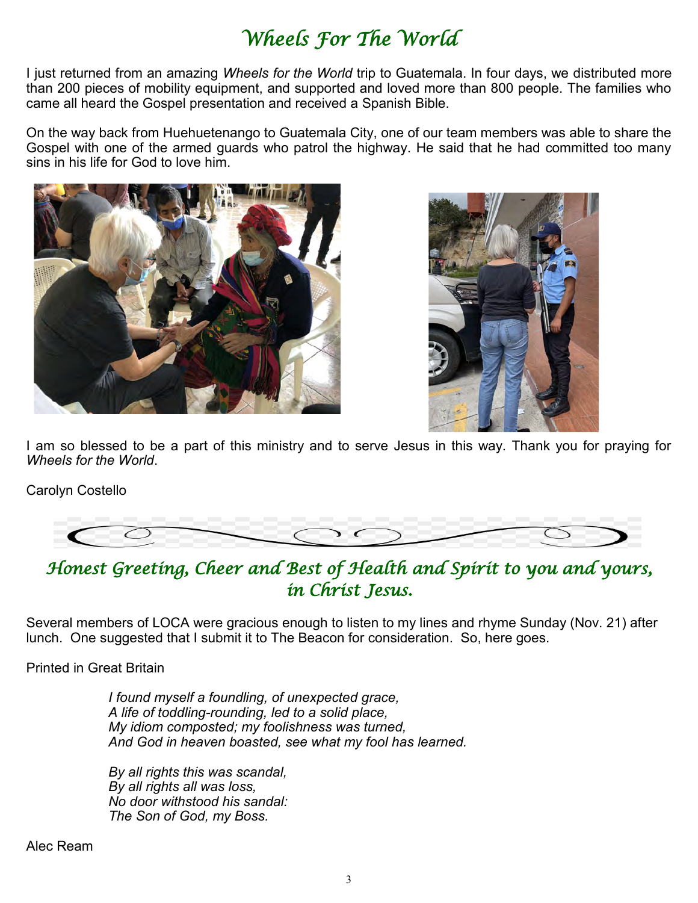# *Wheels For The World*

I just returned from an amazing *Wheels for the World* trip to Guatemala. In four days, we distributed more than 200 pieces of mobility equipment, and supported and loved more than 800 people. The families who came all heard the Gospel presentation and received a Spanish Bible.

On the way back from Huehuetenango to Guatemala City, one of our team members was able to share the Gospel with one of the armed guards who patrol the highway. He said that he had committed too many sins in his life for God to love him.

I am so blessed to be a part of this ministry and to serve Jesus in this way. Thank you for praying for *Wheels for the World*.

Carolyn Costello

## *Honest Greeting, Cheer and Best of Health and Spirit to you and yours, in Christ Jesus.*

Several members of LOCA were gracious enough to listen to my lines and rhyme Sunday (Nov. 21) after lunch. One suggested that I submit it to The Beacon for consideration. So, here goes.

Printed in Great Britain

*I found myself a foundling, of unexpected grace,*
*A life of toddling-rounding, led to a solid place,*
*My idiom composted; my foolishness was turned,*
*And God in heaven boasted, see what my fool has learned.*

*By all rights this was scandal,*
*By all rights all was loss,*
*No door withstood his sandal:*
*The Son of God, my Boss.*

Alec Ream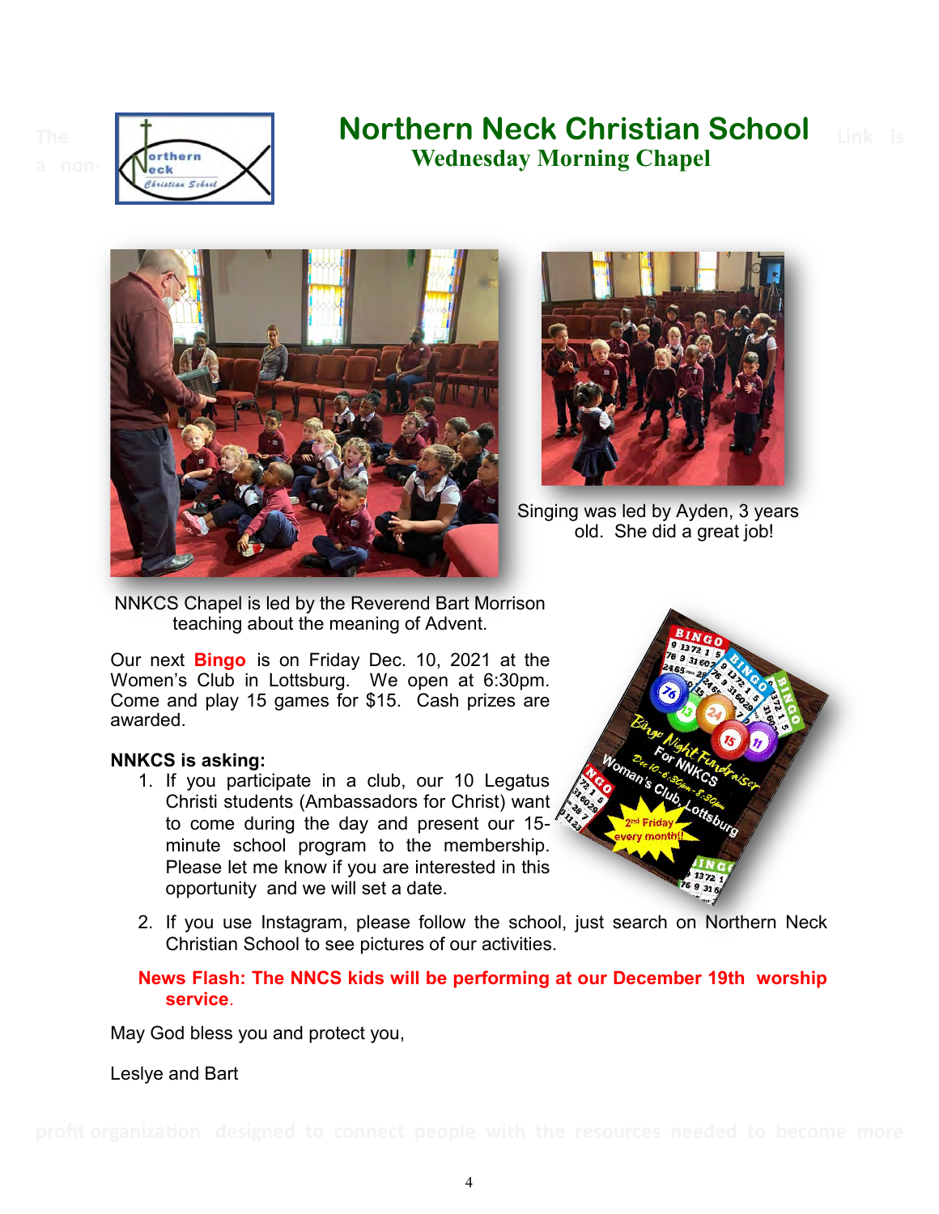# Northern Neck Christian School

## Wednesday Morning Chapel

Singing was led by Ayden, 3 years old. She did a great job!

NNKCS Chapel is led by the Reverend Bart Morrison teaching about the meaning of Advent.

Our next **Bingo** is on Friday Dec. 10, 2021 at the Women's Club in Lottsburg. We open at 6:30pm. Come and play 15 games for $15. Cash prizes are awarded.

**NNKCS is asking:**

1. If you participate in a club, our 10 Legatus Christi students (Ambassadors for Christ) want to come during the day and present our 15-minute school program to the membership. Please let me know if you are interested in this opportunity and we will set a date.
2. If you use Instagram, please follow the school, just search on Northern Neck Christian School to see pictures of our activities.

**News Flash: The NNCS kids will be performing at our December 19th worship service.**

May God bless you and protect you,

Leslye and Bart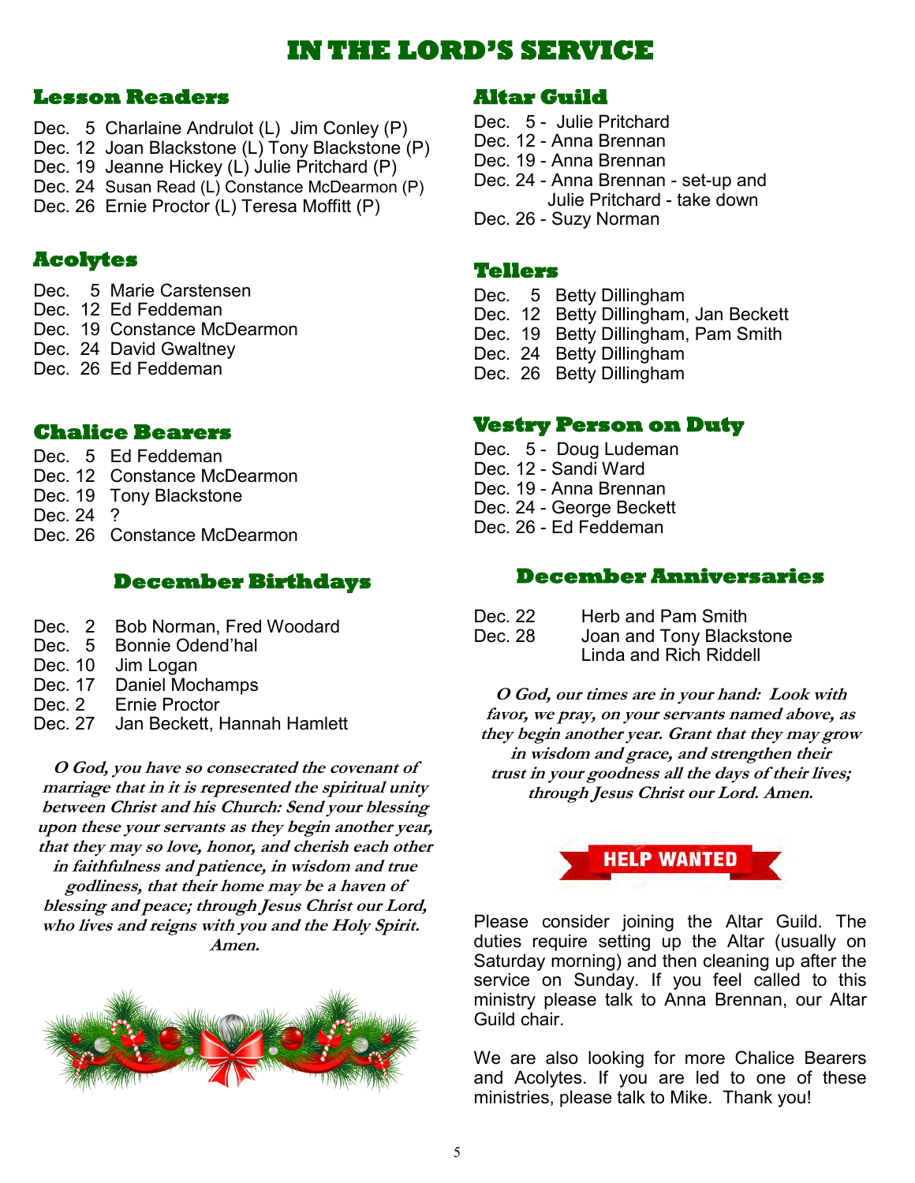# IN THE LORD'S SERVICE

## Lesson Readers

Dec. 5 Charlaine Andrulot (L) Jim Conley (P)
Dec. 12 Joan Blackstone (L) Tony Blackstone (P)
Dec. 19 Jeanne Hickey (L) Julie Pritchard (P)
Dec. 24 Susan Read (L) Constance McDearmon (P)
Dec. 26 Ernie Proctor (L) Teresa Moffitt (P)

## Acolytes

Dec. 5 Marie Carstensen
Dec. 12 Ed Feddeman
Dec. 19 Constance McDearmon
Dec. 24 David Gwaltney
Dec. 26 Ed Feddeman

## Chalice Bearers

Dec. 5 Ed Feddeman
Dec. 12 Constance McDearmon
Dec. 19 Tony Blackstone
Dec. 24 ?
Dec. 26 Constance McDearmon

## December Birthdays

Dec. 2 Bob Norman, Fred Woodard
Dec. 5 Bonnie Odend'hal
Dec. 10 Jim Logan
Dec. 17 Daniel Mochamps
Dec. 2 Ernie Proctor
Dec. 27 Jan Beckett, Hannah Hamlett

***O God, you have so consecrated the covenant of marriage that in it is represented the spiritual unity between Christ and his Church: Send your blessing upon these your servants as they begin another year, that they may so love, honor, and cherish each other in faithfulness and patience, in wisdom and true godliness, that their home may be a haven of blessing and peace; through Jesus Christ our Lord, who lives and reigns with you and the Holy Spirit. Amen.***

## Altar Guild

Dec. 5 - Julie Pritchard
Dec. 12 - Anna Brennan
Dec. 19 - Anna Brennan
Dec. 24 - Anna Brennan - set-up and
Julie Pritchard - take down
Dec. 26 - Suzy Norman

## Tellers

Dec. 5 Betty Dillingham
Dec. 12 Betty Dillingham, Jan Beckett
Dec. 19 Betty Dillingham, Pam Smith
Dec. 24 Betty Dillingham
Dec. 26 Betty Dillingham

## Vestry Person on Duty

Dec. 5 - Doug Ludeman
Dec. 12 - Sandi Ward
Dec. 19 - Anna Brennan
Dec. 24 - George Beckett
Dec. 26 - Ed Feddeman

## December Anniversaries

Dec. 22 Herb and Pam Smith
Dec. 28 Joan and Tony Blackstone
Linda and Rich Riddell

***O God, our times are in your hand: Look with favor, we pray, on your servants named above, as they begin another year. Grant that they may grow in wisdom and grace, and strengthen their trust in your goodness all the days of their lives; through Jesus Christ our Lord. Amen.***

**HELP WANTED**

Please consider joining the Altar Guild. The duties require setting up the Altar (usually on Saturday morning) and then cleaning up after the service on Sunday. If you feel called to this ministry please talk to Anna Brennan, our Altar Guild chair.

We are also looking for more Chalice Bearers and Acolytes. If you are led to one of these ministries, please talk to Mike. Thank you!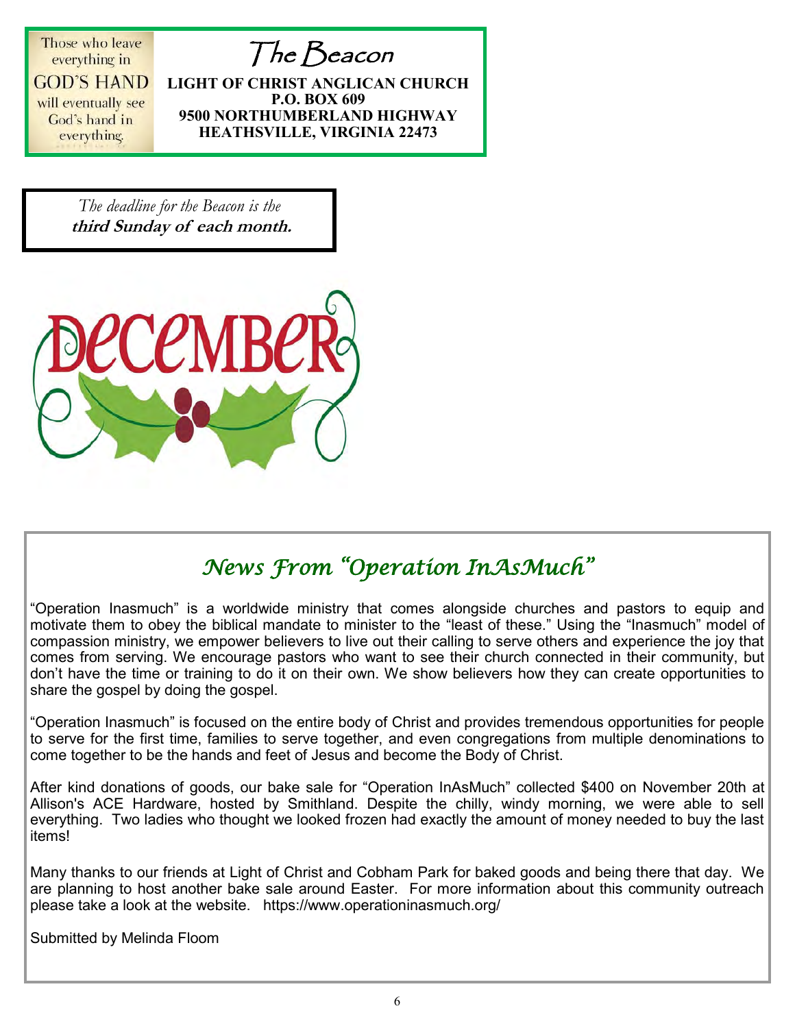Those who leave everything in GOD'S HAND will eventually see God's hand in everything.

# The Beacon

**LIGHT OF CHRIST ANGLICAN CHURCH**
**P.O. BOX 609**
**9500 NORTHUMBERLAND HIGHWAY**
**HEATHSVILLE, VIRGINIA 22473**

*The deadline for the Beacon is the* ***third Sunday of each month.***

DECEMBER

## *News From "Operation InAsMuch"*

"Operation Inasmuch" is a worldwide ministry that comes alongside churches and pastors to equip and motivate them to obey the biblical mandate to minister to the "least of these." Using the "Inasmuch" model of compassion ministry, we empower believers to live out their calling to serve others and experience the joy that comes from serving. We encourage pastors who want to see their church connected in their community, but don't have the time or training to do it on their own. We show believers how they can create opportunities to share the gospel by doing the gospel.

"Operation Inasmuch" is focused on the entire body of Christ and provides tremendous opportunities for people to serve for the first time, families to serve together, and even congregations from multiple denominations to come together to be the hands and feet of Jesus and become the Body of Christ.

After kind donations of goods, our bake sale for "Operation InAsMuch" collected $400 on November 20th at Allison's ACE Hardware, hosted by Smithland. Despite the chilly, windy morning, we were able to sell everything. Two ladies who thought we looked frozen had exactly the amount of money needed to buy the last items!

Many thanks to our friends at Light of Christ and Cobham Park for baked goods and being there that day. We are planning to host another bake sale around Easter. For more information about this community outreach please take a look at the website. https://www.operationinasmuch.org/

Submitted by Melinda Floom